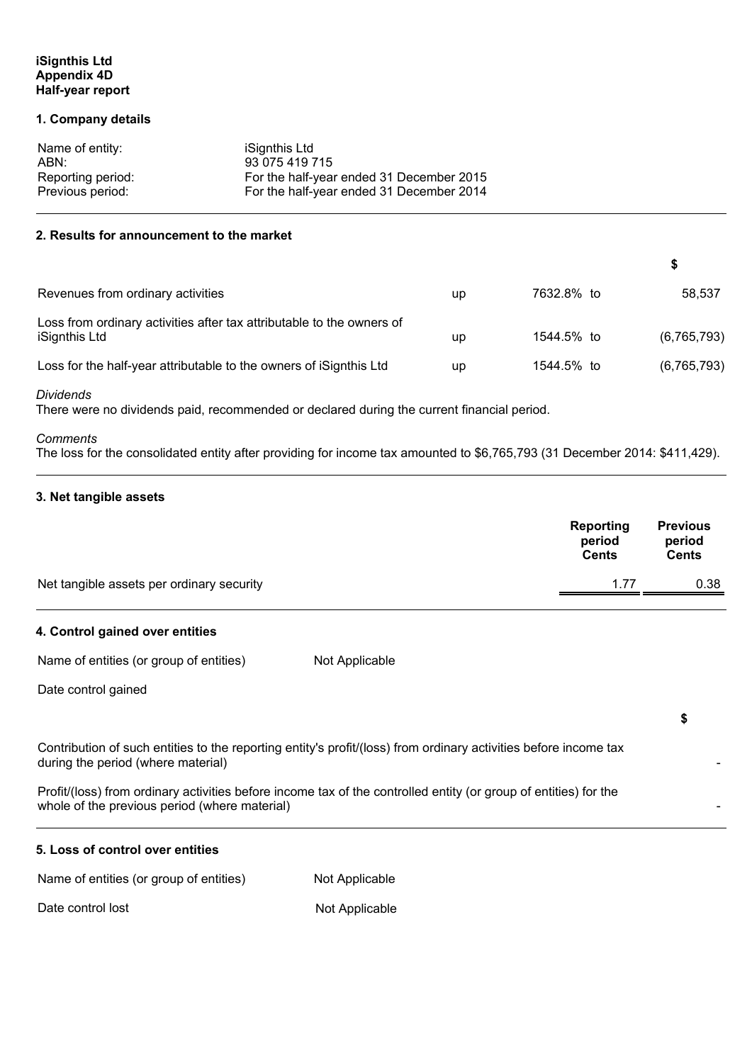**iSignthis Ltd**
**Appendix 4D**
**Half-year report**

## 1. Company details

| | |
|---|---|
| Name of entity: | iSignthis Ltd |
| ABN: | 93 075 419 715 |
| Reporting period: | For the half-year ended 31 December 2015 |
| Previous period: | For the half-year ended 31 December 2014 |

## 2. Results for announcement to the market

| | | | $ |
|---|---|---|---|
| Revenues from ordinary activities | up | 7632.8% to | 58,537 |
| Loss from ordinary activities after tax attributable to the owners of iSignthis Ltd | up | 1544.5% to | (6,765,793) |
| Loss for the half-year attributable to the owners of iSignthis Ltd | up | 1544.5% to | (6,765,793) |

*Dividends*
There were no dividends paid, recommended or declared during the current financial period.

*Comments*
The loss for the consolidated entity after providing for income tax amounted to $6,765,793 (31 December 2014: $411,429).

## 3. Net tangible assets

| | Reporting period Cents | Previous period Cents |
|---|---|---|
| Net tangible assets per ordinary security | 1.77 | 0.38 |

## 4. Control gained over entities

| | |
|---|---|
| Name of entities (or group of entities) | Not Applicable |
| Date control gained | |

| | $ |
|---|---|
| Contribution of such entities to the reporting entity's profit/(loss) from ordinary activities before income tax during the period (where material) | - |
| Profit/(loss) from ordinary activities before income tax of the controlled entity (or group of entities) for the whole of the previous period (where material) | - |

## 5. Loss of control over entities

| | |
|---|---|
| Name of entities (or group of entities) | Not Applicable |
| Date control lost | Not Applicable |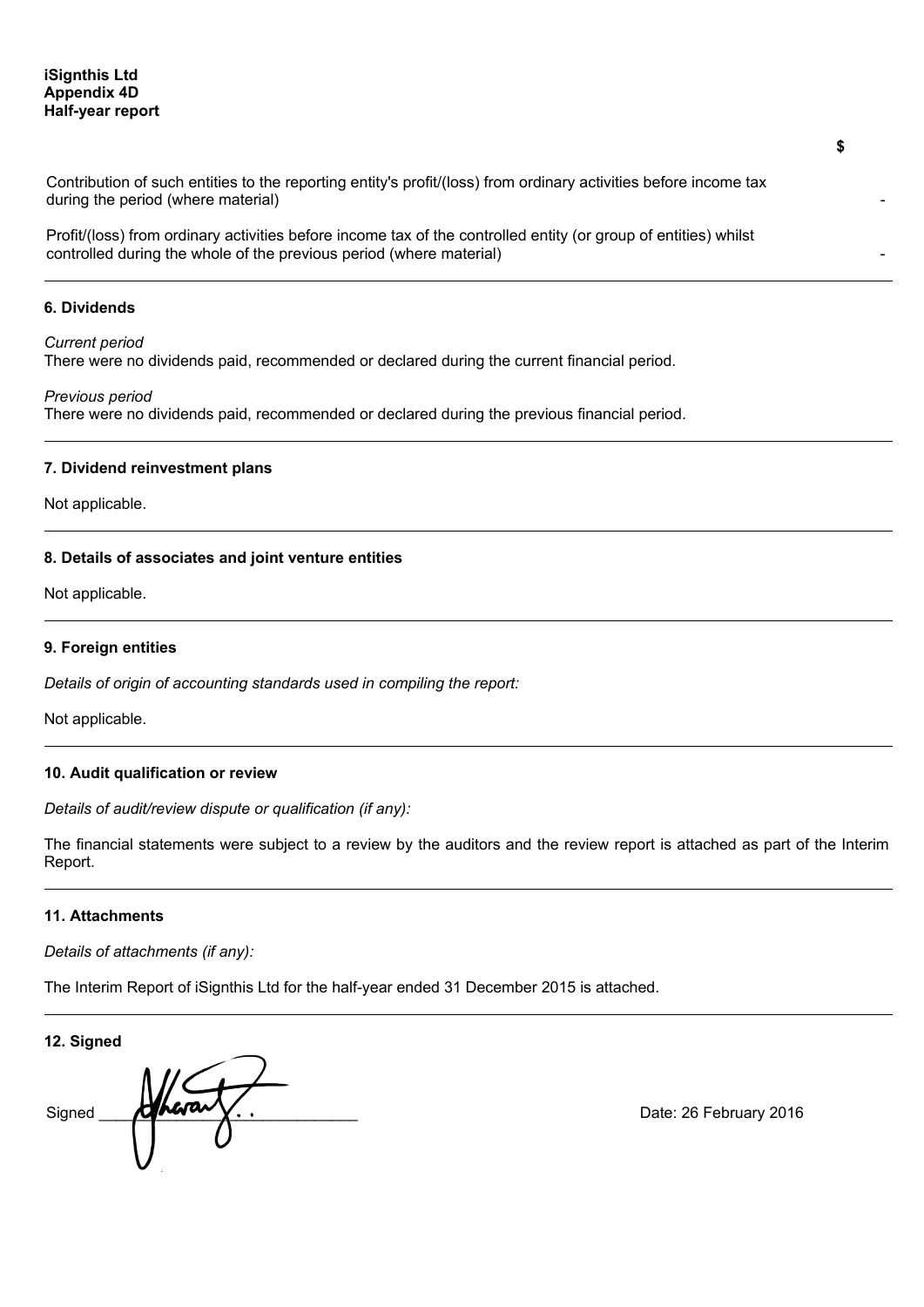**iSignthis Ltd**
**Appendix 4D**
**Half-year report**

| | $ |
|---|---|
| Contribution of such entities to the reporting entity's profit/(loss) from ordinary activities before income tax during the period (where material) | - |
| Profit/(loss) from ordinary activities before income tax of the controlled entity (or group of entities) whilst controlled during the whole of the previous period (where material) | - |

**6. Dividends**

*Current period*
There were no dividends paid, recommended or declared during the current financial period.

*Previous period*
There were no dividends paid, recommended or declared during the previous financial period.

**7. Dividend reinvestment plans**

Not applicable.

**8. Details of associates and joint venture entities**

Not applicable.

**9. Foreign entities**

*Details of origin of accounting standards used in compiling the report:*

Not applicable.

**10. Audit qualification or review**

*Details of audit/review dispute or qualification (if any):*

The financial statements were subject to a review by the auditors and the review report is attached as part of the Interim Report.

**11. Attachments**

*Details of attachments (if any):*

The Interim Report of iSignthis Ltd for the half-year ended 31 December 2015 is attached.

**12. Signed**

Signed ______________________________ Date: 26 February 2016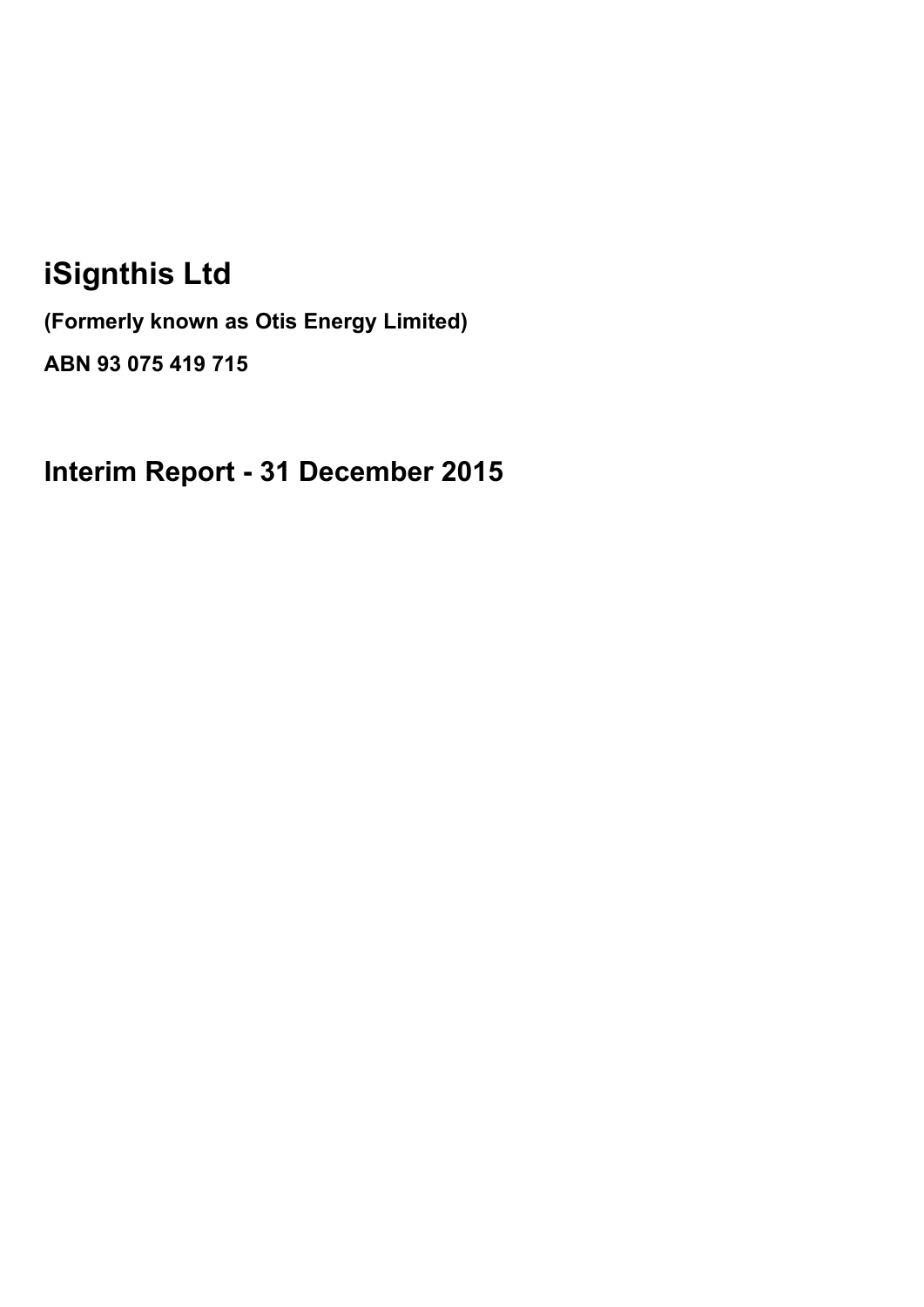# iSignthis Ltd

**(Formerly known as Otis Energy Limited)**

**ABN 93 075 419 715**

## Interim Report - 31 December 2015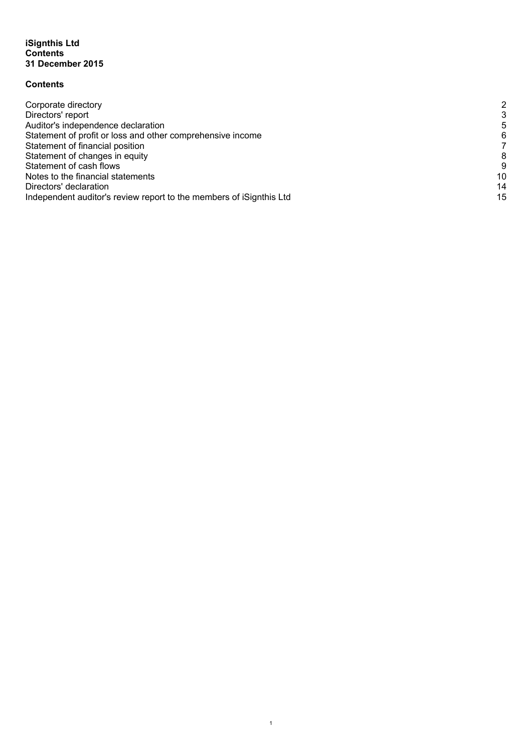**iSignthis Ltd**
**Contents**
**31 December 2015**

## Contents

| | |
|---|---|
| Corporate directory | 2 |
| Directors' report | 3 |
| Auditor's independence declaration | 5 |
| Statement of profit or loss and other comprehensive income | 6 |
| Statement of financial position | 7 |
| Statement of changes in equity | 8 |
| Statement of cash flows | 9 |
| Notes to the financial statements | 10 |
| Directors' declaration | 14 |
| Independent auditor's review report to the members of iSignthis Ltd | 15 |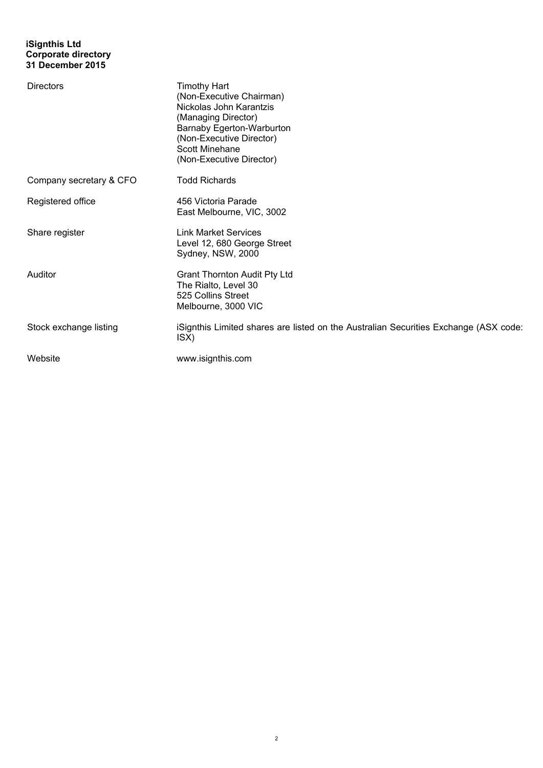**iSignthis Ltd**
**Corporate directory**
**31 December 2015**

| | |
|---|---|
| Directors | Timothy Hart<br>(Non-Executive Chairman)<br>Nickolas John Karantzis<br>(Managing Director)<br>Barnaby Egerton-Warburton<br>(Non-Executive Director)<br>Scott Minehane<br>(Non-Executive Director) |
| Company secretary & CFO | Todd Richards |
| Registered office | 456 Victoria Parade<br>East Melbourne, VIC, 3002 |
| Share register | Link Market Services<br>Level 12, 680 George Street<br>Sydney, NSW, 2000 |
| Auditor | Grant Thornton Audit Pty Ltd<br>The Rialto, Level 30<br>525 Collins Street<br>Melbourne, 3000 VIC |
| Stock exchange listing | iSignthis Limited shares are listed on the Australian Securities Exchange (ASX code: ISX) |
| Website | www.isignthis.com |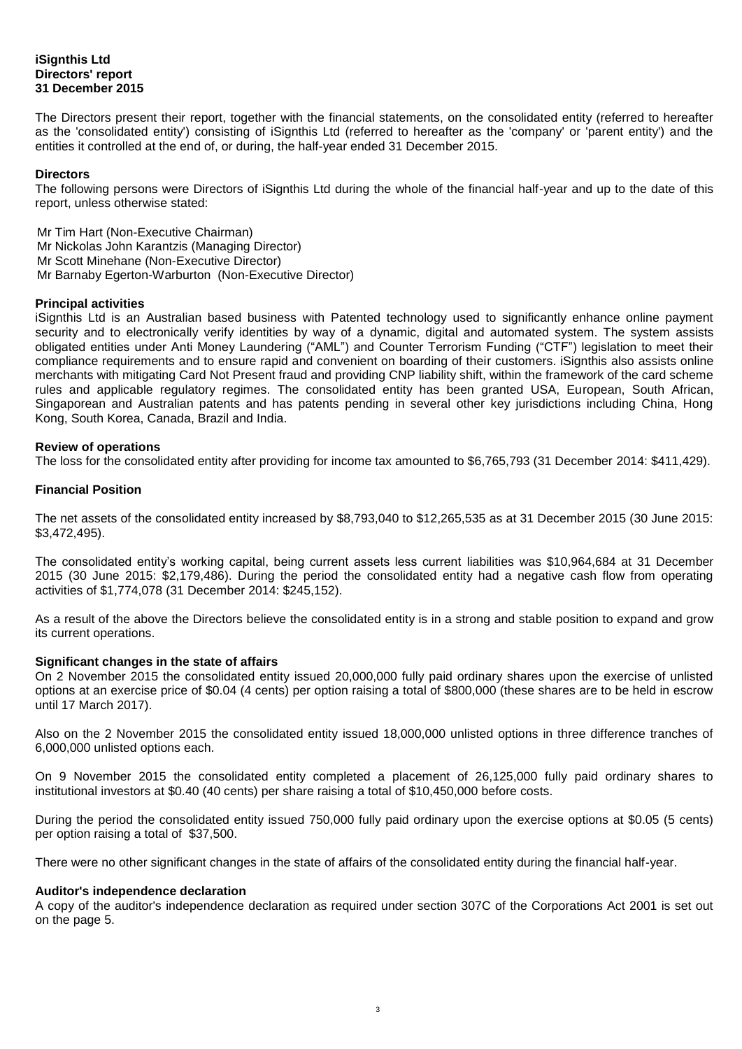**iSignthis Ltd**
**Directors' report**
**31 December 2015**

The Directors present their report, together with the financial statements, on the consolidated entity (referred to hereafter as the 'consolidated entity') consisting of iSignthis Ltd (referred to hereafter as the 'company' or 'parent entity') and the entities it controlled at the end of, or during, the half-year ended 31 December 2015.

**Directors**

The following persons were Directors of iSignthis Ltd during the whole of the financial half-year and up to the date of this report, unless otherwise stated:

Mr Tim Hart (Non-Executive Chairman)
Mr Nickolas John Karantzis (Managing Director)
Mr Scott Minehane (Non-Executive Director)
Mr Barnaby Egerton-Warburton (Non-Executive Director)

**Principal activities**

iSignthis Ltd is an Australian based business with Patented technology used to significantly enhance online payment security and to electronically verify identities by way of a dynamic, digital and automated system. The system assists obligated entities under Anti Money Laundering ("AML") and Counter Terrorism Funding ("CTF") legislation to meet their compliance requirements and to ensure rapid and convenient on boarding of their customers. iSignthis also assists online merchants with mitigating Card Not Present fraud and providing CNP liability shift, within the framework of the card scheme rules and applicable regulatory regimes. The consolidated entity has been granted USA, European, South African, Singaporean and Australian patents and has patents pending in several other key jurisdictions including China, Hong Kong, South Korea, Canada, Brazil and India.

**Review of operations**

The loss for the consolidated entity after providing for income tax amounted to $6,765,793 (31 December 2014: $411,429).

**Financial Position**

The net assets of the consolidated entity increased by $8,793,040 to $12,265,535 as at 31 December 2015 (30 June 2015: $3,472,495).

The consolidated entity's working capital, being current assets less current liabilities was $10,964,684 at 31 December 2015 (30 June 2015: $2,179,486). During the period the consolidated entity had a negative cash flow from operating activities of $1,774,078 (31 December 2014: $245,152).

As a result of the above the Directors believe the consolidated entity is in a strong and stable position to expand and grow its current operations.

**Significant changes in the state of affairs**

On 2 November 2015 the consolidated entity issued 20,000,000 fully paid ordinary shares upon the exercise of unlisted options at an exercise price of $0.04 (4 cents) per option raising a total of $800,000 (these shares are to be held in escrow until 17 March 2017).

Also on the 2 November 2015 the consolidated entity issued 18,000,000 unlisted options in three difference tranches of 6,000,000 unlisted options each.

On 9 November 2015 the consolidated entity completed a placement of 26,125,000 fully paid ordinary shares to institutional investors at $0.40 (40 cents) per share raising a total of $10,450,000 before costs.

During the period the consolidated entity issued 750,000 fully paid ordinary upon the exercise options at $0.05 (5 cents) per option raising a total of $37,500.

There were no other significant changes in the state of affairs of the consolidated entity during the financial half-year.

**Auditor's independence declaration**

A copy of the auditor's independence declaration as required under section 307C of the Corporations Act 2001 is set out on the page 5.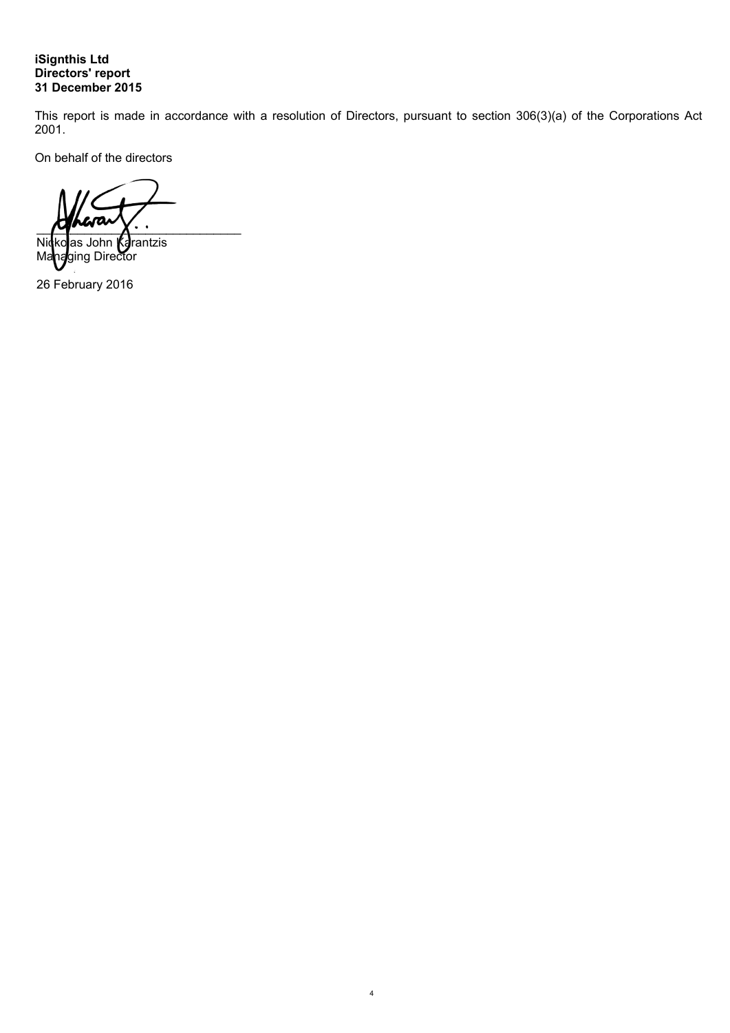**iSignthis Ltd**
**Directors' report**
**31 December 2015**

This report is made in accordance with a resolution of Directors, pursuant to section 306(3)(a) of the Corporations Act 2001.

On behalf of the directors

___________________________

Nickolas John Karantzis
Managing Director

26 February 2016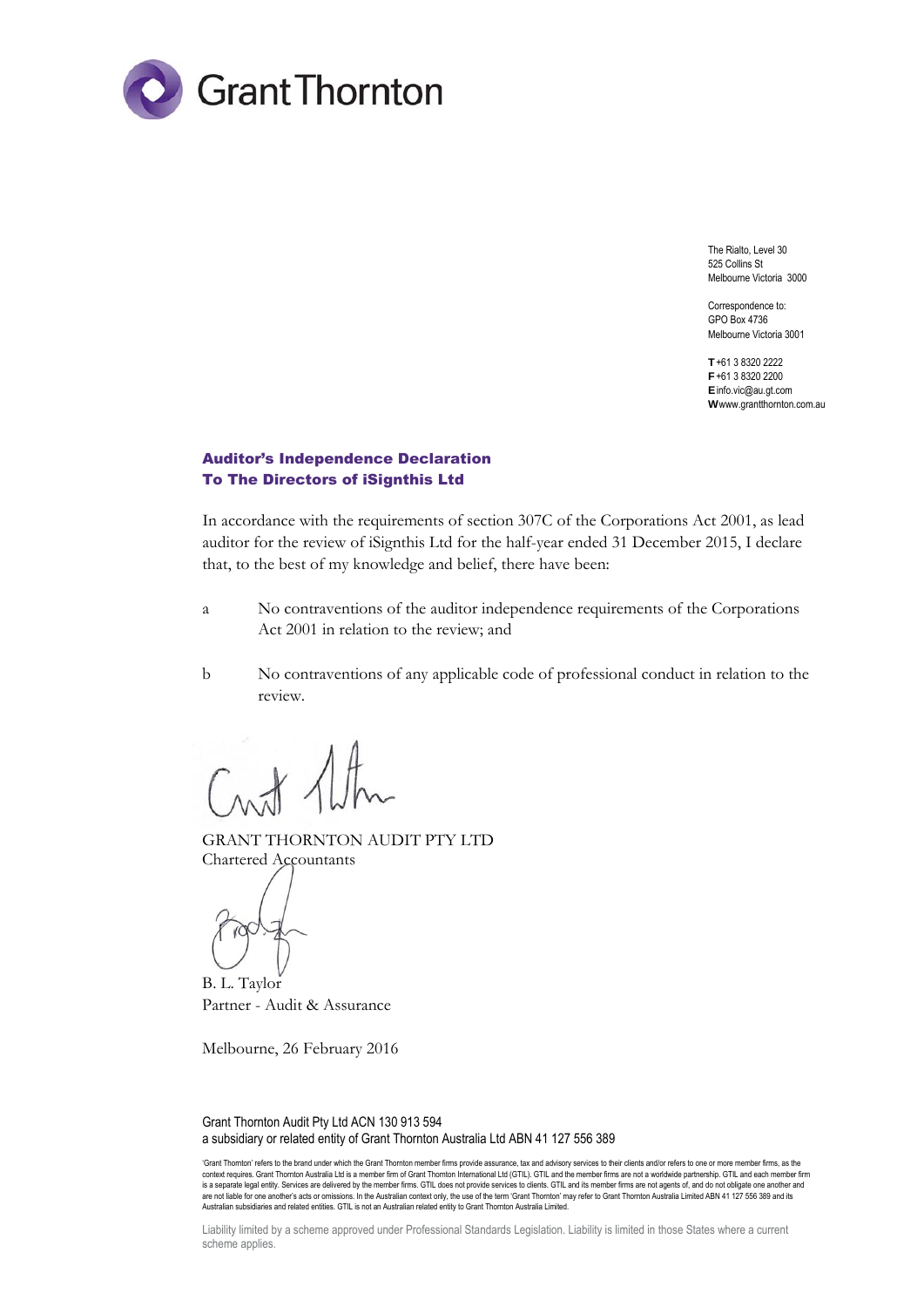Grant Thornton

The Rialto, Level 30
525 Collins St
Melbourne Victoria 3000

Correspondence to:
GPO Box 4736
Melbourne Victoria 3001

**T** +61 3 8320 2222
**F** +61 3 8320 2200
**E** info.vic@au.gt.com
**W** www.grantthornton.com.au

## Auditor's Independence Declaration
## To The Directors of iSignthis Ltd

In accordance with the requirements of section 307C of the Corporations Act 2001, as lead auditor for the review of iSignthis Ltd for the half-year ended 31 December 2015, I declare that, to the best of my knowledge and belief, there have been:

a  No contraventions of the auditor independence requirements of the Corporations Act 2001 in relation to the review; and

b  No contraventions of any applicable code of professional conduct in relation to the review.

GRANT THORNTON AUDIT PTY LTD
Chartered Accountants

B. L. Taylor
Partner - Audit & Assurance

Melbourne, 26 February 2016

Grant Thornton Audit Pty Ltd ACN 130 913 594
a subsidiary or related entity of Grant Thornton Australia Ltd ABN 41 127 556 389

'Grant Thornton' refers to the brand under which the Grant Thornton member firms provide assurance, tax and advisory services to their clients and/or refers to one or more member firms, as the context requires. Grant Thornton Australia Ltd is a member firm of Grant Thornton International Ltd (GTIL). GTIL and the member firms are not a worldwide partnership. GTIL and each member firm is a separate legal entity. Services are delivered by the member firms. GTIL does not provide services to clients. GTIL and its member firms are not agents of, and do not obligate one another and are not liable for one another's acts or omissions. In the Australian context only, the use of the term 'Grant Thornton' may refer to Grant Thornton Australia Limited ABN 41 127 556 389 and its Australian subsidiaries and related entities. GTIL is not an Australian related entity to Grant Thornton Australia Limited.

Liability limited by a scheme approved under Professional Standards Legislation. Liability is limited in those States where a current scheme applies.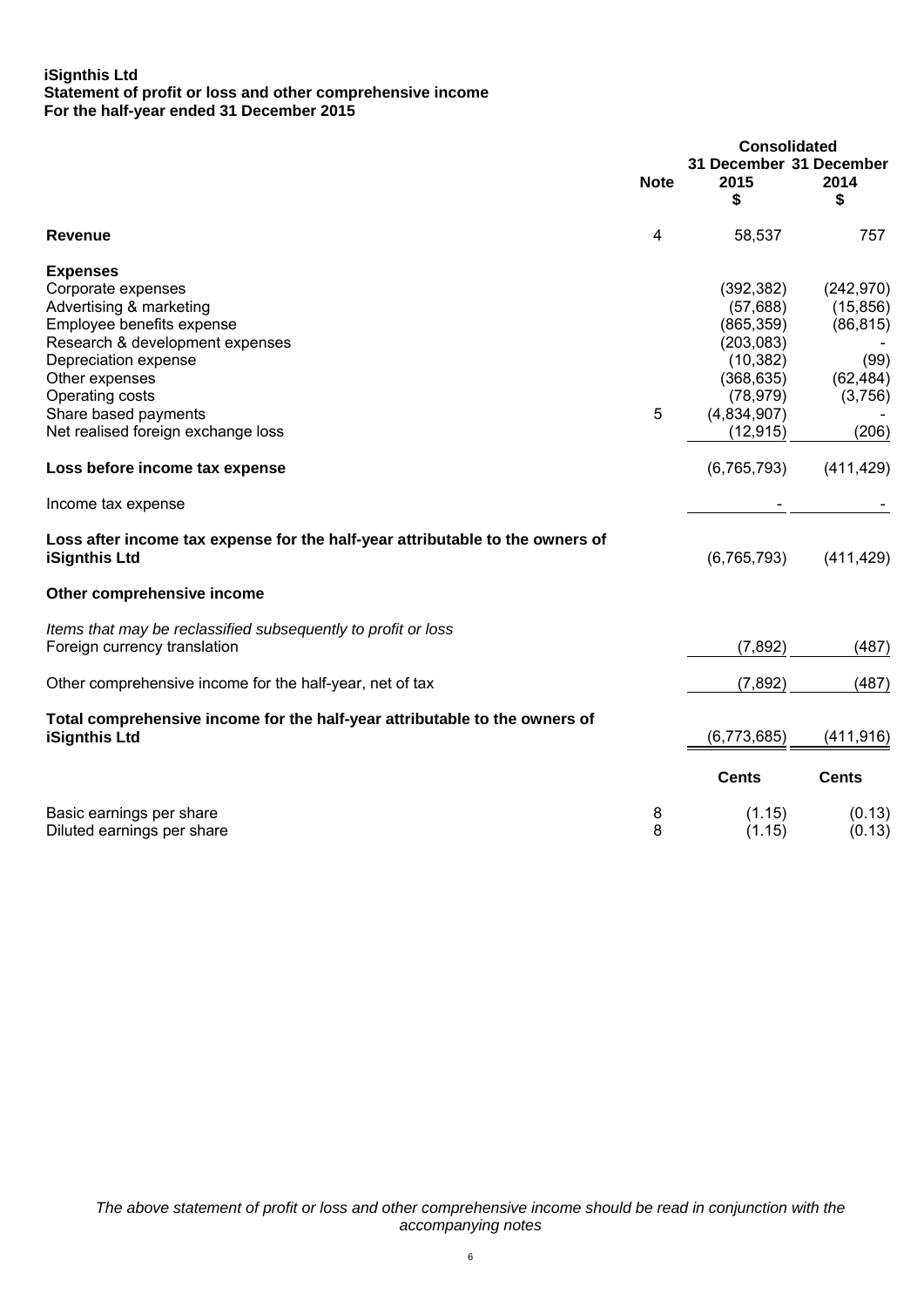**iSignthis Ltd**
**Statement of profit or loss and other comprehensive income**
**For the half-year ended 31 December 2015**

| | Note | Consolidated 31 December 2015 $ | 31 December 2014 $ |
|---|---|---|---|
| **Revenue** | 4 | 58,537 | 757 |
| **Expenses** | | | |
| Corporate expenses | | (392,382) | (242,970) |
| Advertising & marketing | | (57,688) | (15,856) |
| Employee benefits expense | | (865,359) | (86,815) |
| Research & development expenses | | (203,083) | - |
| Depreciation expense | | (10,382) | (99) |
| Other expenses | | (368,635) | (62,484) |
| Operating costs | | (78,979) | (3,756) |
| Share based payments | 5 | (4,834,907) | - |
| Net realised foreign exchange loss | | (12,915) | (206) |
| **Loss before income tax expense** | | (6,765,793) | (411,429) |
| Income tax expense | | - | - |
| **Loss after income tax expense for the half-year attributable to the owners of iSignthis Ltd** | | (6,765,793) | (411,429) |
| **Other comprehensive income** | | | |
| *Items that may be reclassified subsequently to profit or loss* | | | |
| Foreign currency translation | | (7,892) | (487) |
| Other comprehensive income for the half-year, net of tax | | (7,892) | (487) |
| **Total comprehensive income for the half-year attributable to the owners of iSignthis Ltd** | | (6,773,685) | (411,916) |
| | | **Cents** | **Cents** |
| Basic earnings per share | 8 | (1.15) | (0.13) |
| Diluted earnings per share | 8 | (1.15) | (0.13) |

*The above statement of profit or loss and other comprehensive income should be read in conjunction with the accompanying notes*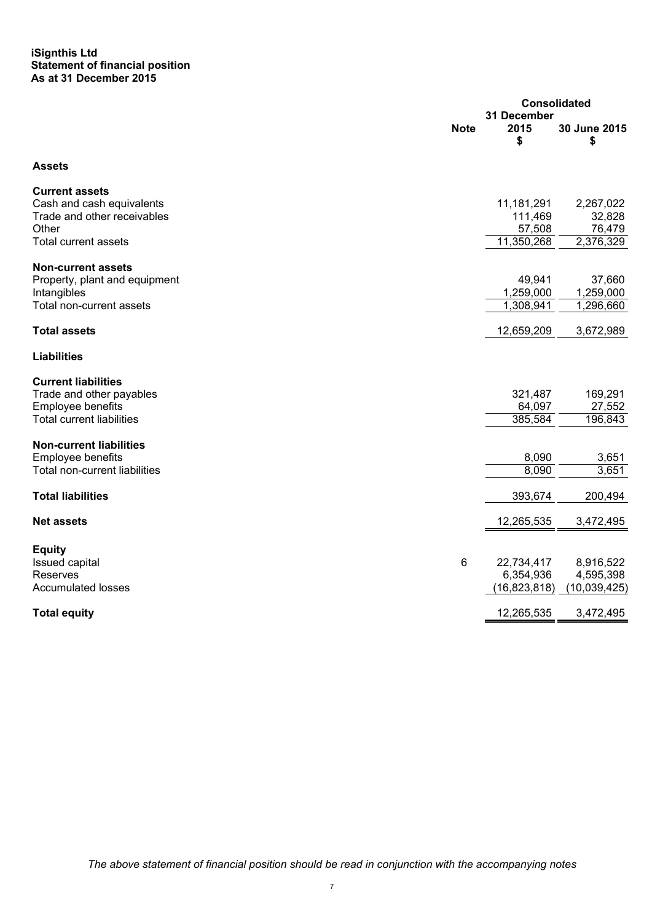**iSignthis Ltd**
**Statement of financial position**
**As at 31 December 2015**

| | Note | Consolidated | |
|---|---|---|---|
| | | 31 December 2015 $ | 30 June 2015 $ |
| **Assets** | | | |
| **Current assets** | | | |
| Cash and cash equivalents | | 11,181,291 | 2,267,022 |
| Trade and other receivables | | 111,469 | 32,828 |
| Other | | 57,508 | 76,479 |
| Total current assets | | 11,350,268 | 2,376,329 |
| **Non-current assets** | | | |
| Property, plant and equipment | | 49,941 | 37,660 |
| Intangibles | | 1,259,000 | 1,259,000 |
| Total non-current assets | | 1,308,941 | 1,296,660 |
| **Total assets** | | 12,659,209 | 3,672,989 |
| **Liabilities** | | | |
| **Current liabilities** | | | |
| Trade and other payables | | 321,487 | 169,291 |
| Employee benefits | | 64,097 | 27,552 |
| Total current liabilities | | 385,584 | 196,843 |
| **Non-current liabilities** | | | |
| Employee benefits | | 8,090 | 3,651 |
| Total non-current liabilities | | 8,090 | 3,651 |
| **Total liabilities** | | 393,674 | 200,494 |
| **Net assets** | | 12,265,535 | 3,472,495 |
| **Equity** | | | |
| Issued capital | 6 | 22,734,417 | 8,916,522 |
| Reserves | | 6,354,936 | 4,595,398 |
| Accumulated losses | | (16,823,818) | (10,039,425) |
| **Total equity** | | 12,265,535 | 3,472,495 |

*The above statement of financial position should be read in conjunction with the accompanying notes*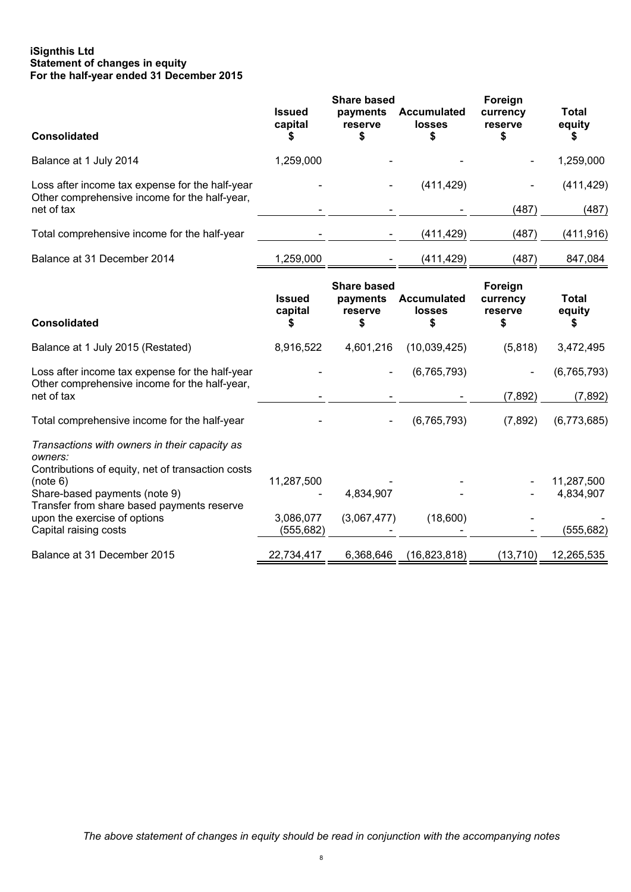**iSignthis Ltd**
**Statement of changes in equity**
**For the half-year ended 31 December 2015**

| Consolidated | Issued capital $ | Share based payments reserve $ | Accumulated losses $ | Foreign currency reserve $ | Total equity $ |
|---|---|---|---|---|---|
| Balance at 1 July 2014 | 1,259,000 | - | - | - | 1,259,000 |
| Loss after income tax expense for the half-year | - | - | (411,429) | - | (411,429) |
| Other comprehensive income for the half-year, net of tax | - | - | - | (487) | (487) |
| Total comprehensive income for the half-year | - | - | (411,429) | (487) | (411,916) |
| Balance at 31 December 2014 | 1,259,000 | - | (411,429) | (487) | 847,084 |

| Consolidated | Issued capital $ | Share based payments reserve $ | Accumulated losses $ | Foreign currency reserve $ | Total equity $ |
|---|---|---|---|---|---|
| Balance at 1 July 2015 (Restated) | 8,916,522 | 4,601,216 | (10,039,425) | (5,818) | 3,472,495 |
| Loss after income tax expense for the half-year | - | - | (6,765,793) | - | (6,765,793) |
| Other comprehensive income for the half-year, net of tax | - | - | - | (7,892) | (7,892) |
| Total comprehensive income for the half-year | - | - | (6,765,793) | (7,892) | (6,773,685) |
| *Transactions with owners in their capacity as owners:* | | | | | |
| Contributions of equity, net of transaction costs (note 6) | 11,287,500 | - | - | - | 11,287,500 |
| Share-based payments (note 9) | - | 4,834,907 | - | - | 4,834,907 |
| Transfer from share based payments reserve upon the exercise of options | 3,086,077 | (3,067,477) | (18,600) | - | - |
| Capital raising costs | (555,682) | - | - | - | (555,682) |
| Balance at 31 December 2015 | 22,734,417 | 6,368,646 | (16,823,818) | (13,710) | 12,265,535 |

*The above statement of changes in equity should be read in conjunction with the accompanying notes*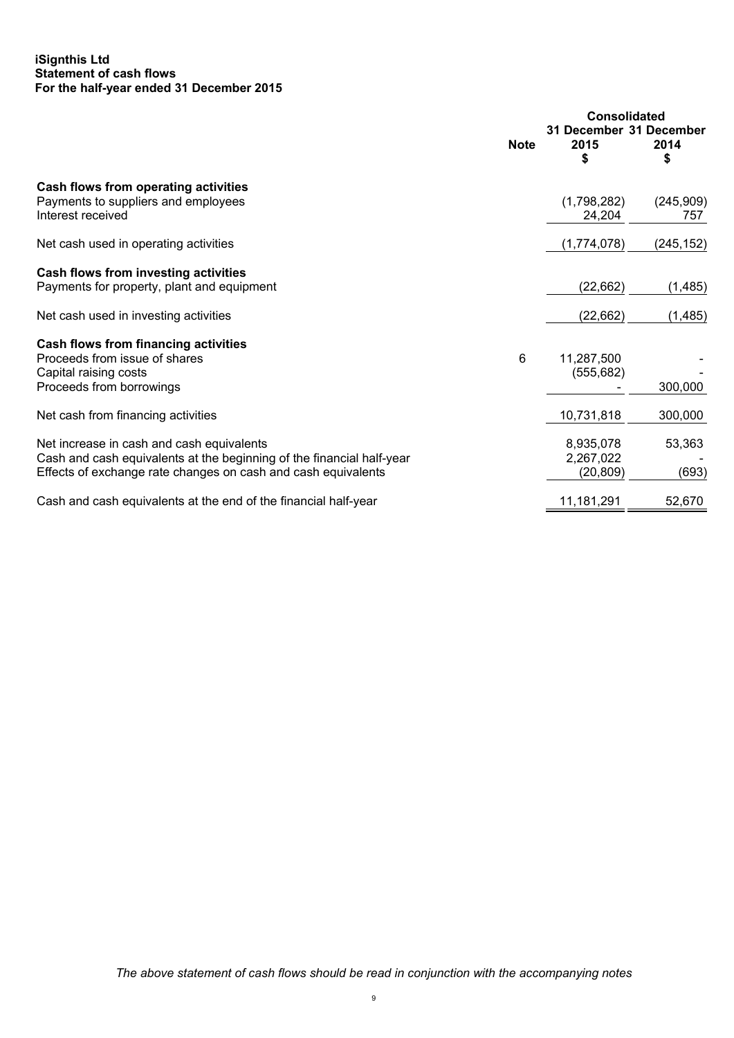**iSignthis Ltd**
**Statement of cash flows**
**For the half-year ended 31 December 2015**

| | Note | Consolidated 31 December 2015 $ | Consolidated 31 December 2014 $ |
|---|---|---|---|
| **Cash flows from operating activities** | | | |
| Payments to suppliers and employees | | (1,798,282) | (245,909) |
| Interest received | | 24,204 | 757 |
| Net cash used in operating activities | | (1,774,078) | (245,152) |
| **Cash flows from investing activities** | | | |
| Payments for property, plant and equipment | | (22,662) | (1,485) |
| Net cash used in investing activities | | (22,662) | (1,485) |
| **Cash flows from financing activities** | | | |
| Proceeds from issue of shares | 6 | 11,287,500 | - |
| Capital raising costs | | (555,682) | - |
| Proceeds from borrowings | | - | 300,000 |
| Net cash from financing activities | | 10,731,818 | 300,000 |
| Net increase in cash and cash equivalents | | 8,935,078 | 53,363 |
| Cash and cash equivalents at the beginning of the financial half-year | | 2,267,022 | - |
| Effects of exchange rate changes on cash and cash equivalents | | (20,809) | (693) |
| Cash and cash equivalents at the end of the financial half-year | | 11,181,291 | 52,670 |

*The above statement of cash flows should be read in conjunction with the accompanying notes*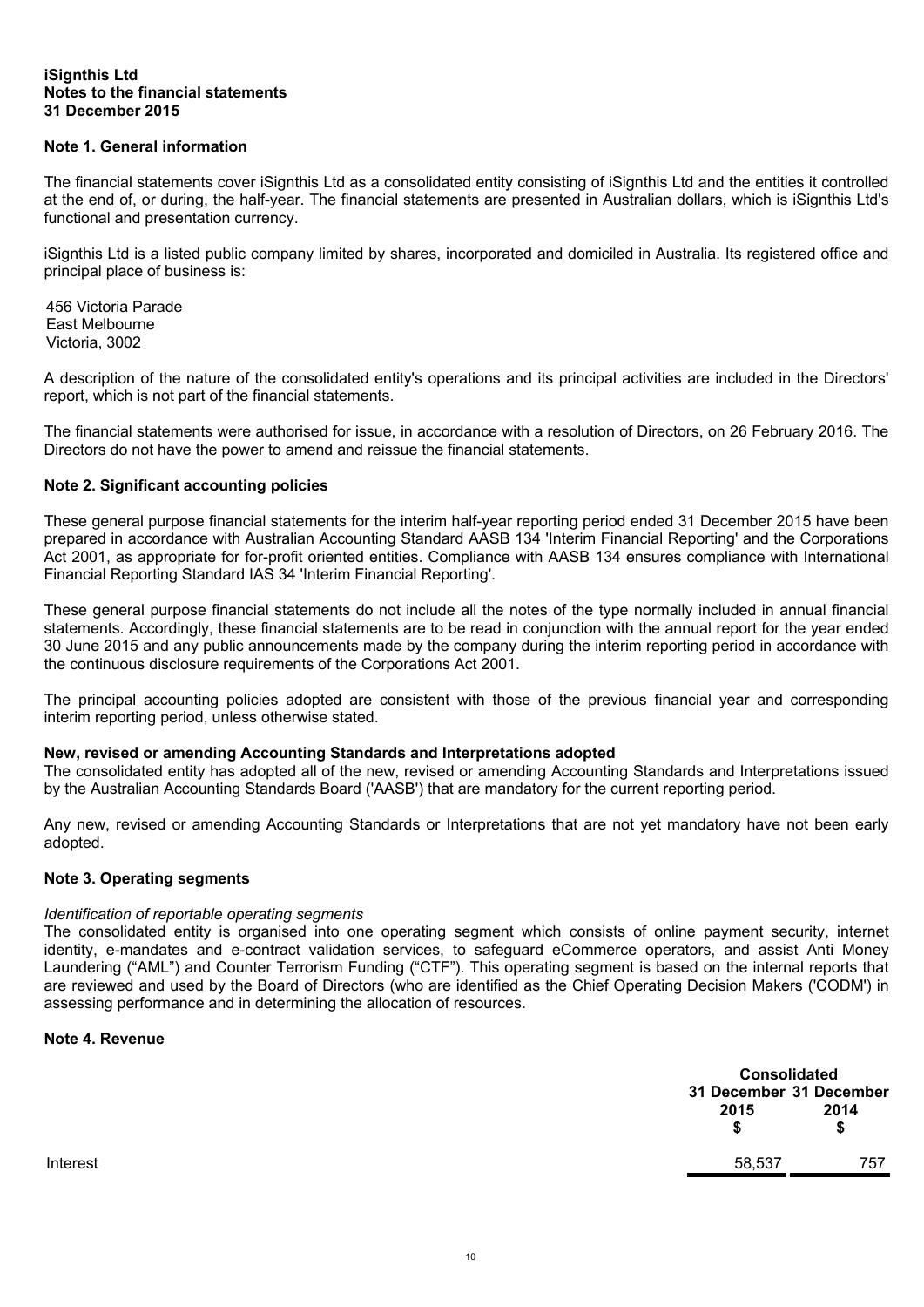**iSignthis Ltd**
**Notes to the financial statements**
**31 December 2015**

## Note 1. General information

The financial statements cover iSignthis Ltd as a consolidated entity consisting of iSignthis Ltd and the entities it controlled at the end of, or during, the half-year. The financial statements are presented in Australian dollars, which is iSignthis Ltd's functional and presentation currency.

iSignthis Ltd is a listed public company limited by shares, incorporated and domiciled in Australia. Its registered office and principal place of business is:

456 Victoria Parade
East Melbourne
Victoria, 3002

A description of the nature of the consolidated entity's operations and its principal activities are included in the Directors' report, which is not part of the financial statements.

The financial statements were authorised for issue, in accordance with a resolution of Directors, on 26 February 2016. The Directors do not have the power to amend and reissue the financial statements.

## Note 2. Significant accounting policies

These general purpose financial statements for the interim half-year reporting period ended 31 December 2015 have been prepared in accordance with Australian Accounting Standard AASB 134 'Interim Financial Reporting' and the Corporations Act 2001, as appropriate for for-profit oriented entities. Compliance with AASB 134 ensures compliance with International Financial Reporting Standard IAS 34 'Interim Financial Reporting'.

These general purpose financial statements do not include all the notes of the type normally included in annual financial statements. Accordingly, these financial statements are to be read in conjunction with the annual report for the year ended 30 June 2015 and any public announcements made by the company during the interim reporting period in accordance with the continuous disclosure requirements of the Corporations Act 2001.

The principal accounting policies adopted are consistent with those of the previous financial year and corresponding interim reporting period, unless otherwise stated.

**New, revised or amending Accounting Standards and Interpretations adopted**
The consolidated entity has adopted all of the new, revised or amending Accounting Standards and Interpretations issued by the Australian Accounting Standards Board ('AASB') that are mandatory for the current reporting period.

Any new, revised or amending Accounting Standards or Interpretations that are not yet mandatory have not been early adopted.

## Note 3. Operating segments

*Identification of reportable operating segments*
The consolidated entity is organised into one operating segment which consists of online payment security, internet identity, e-mandates and e-contract validation services, to safeguard eCommerce operators, and assist Anti Money Laundering ("AML") and Counter Terrorism Funding ("CTF"). This operating segment is based on the internal reports that are reviewed and used by the Board of Directors (who are identified as the Chief Operating Decision Makers ('CODM') in assessing performance and in determining the allocation of resources.

## Note 4. Revenue

| | Consolidated | |
|---|---|---|
| | 31 December 2015 $ | 31 December 2014 $ |
| Interest | 58,537 | 757 |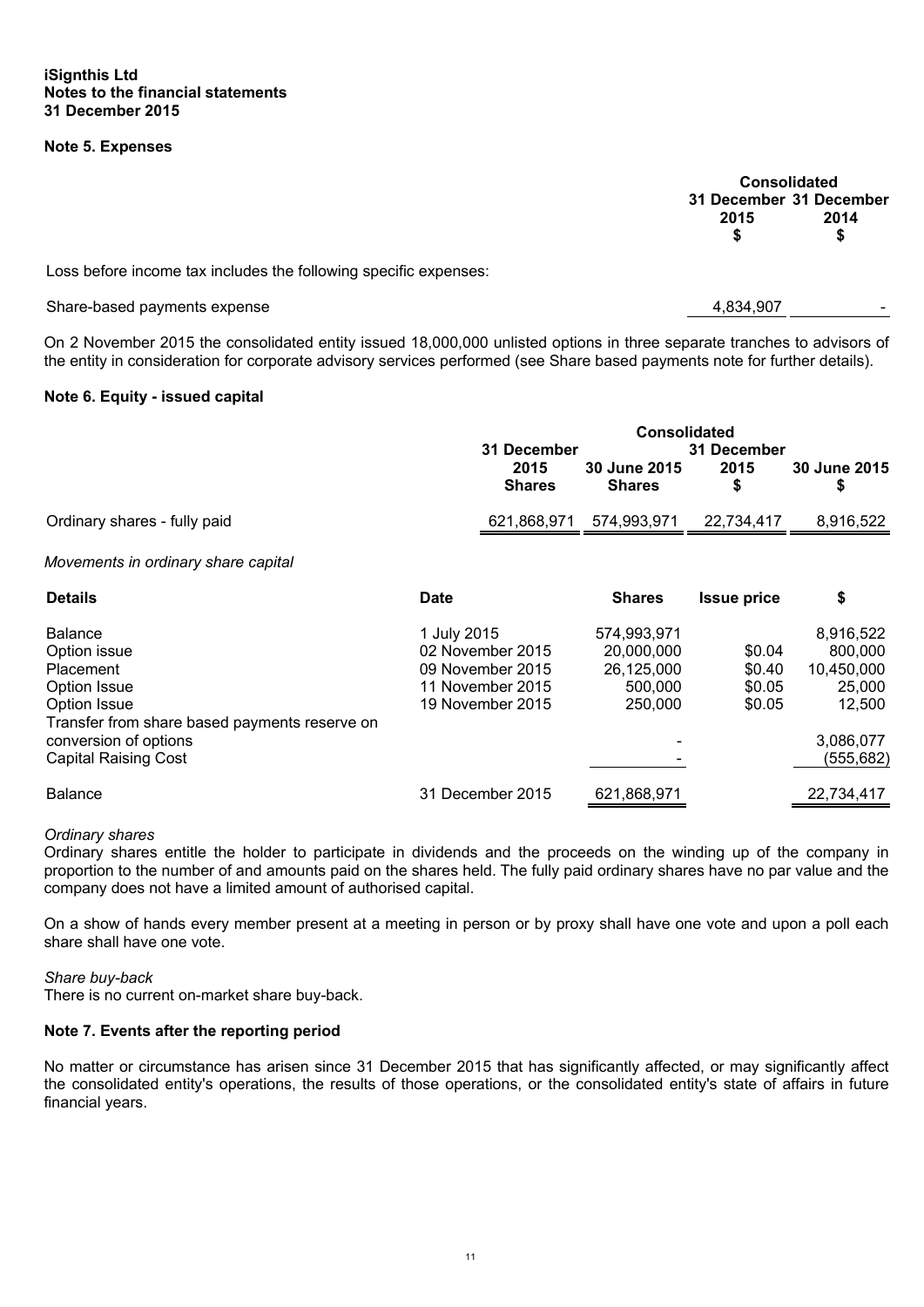**iSignthis Ltd**
**Notes to the financial statements**
**31 December 2015**

## Note 5. Expenses

| | Consolidated | |
|---|---|---|
| | 31 December 2015 $ | 31 December 2014 $ |
| Loss before income tax includes the following specific expenses: | | |
| Share-based payments expense | 4,834,907 | - |

On 2 November 2015 the consolidated entity issued 18,000,000 unlisted options in three separate tranches to advisors of the entity in consideration for corporate advisory services performed (see Share based payments note for further details).

## Note 6. Equity - issued capital

| | Consolidated | | | |
|---|---|---|---|---|
| | 31 December 2015 Shares | 30 June 2015 Shares | 31 December 2015 $ | 30 June 2015 $ |
| Ordinary shares - fully paid | 621,868,971 | 574,993,971 | 22,734,417 | 8,916,522 |

*Movements in ordinary share capital*

| Details | Date | Shares | Issue price | $ |
|---|---|---|---|---|
| Balance | 1 July 2015 | 574,993,971 | | 8,916,522 |
| Option issue | 02 November 2015 | 20,000,000 | $0.04 | 800,000 |
| Placement | 09 November 2015 | 26,125,000 | $0.40 | 10,450,000 |
| Option Issue | 11 November 2015 | 500,000 | $0.05 | 25,000 |
| Option Issue | 19 November 2015 | 250,000 | $0.05 | 12,500 |
| Transfer from share based payments reserve on conversion of options | | - | | 3,086,077 |
| Capital Raising Cost | | - | | (555,682) |
| Balance | 31 December 2015 | 621,868,971 | | 22,734,417 |

*Ordinary shares*
Ordinary shares entitle the holder to participate in dividends and the proceeds on the winding up of the company in proportion to the number of and amounts paid on the shares held. The fully paid ordinary shares have no par value and the company does not have a limited amount of authorised capital.

On a show of hands every member present at a meeting in person or by proxy shall have one vote and upon a poll each share shall have one vote.

*Share buy-back*
There is no current on-market share buy-back.

## Note 7. Events after the reporting period

No matter or circumstance has arisen since 31 December 2015 that has significantly affected, or may significantly affect the consolidated entity's operations, the results of those operations, or the consolidated entity's state of affairs in future financial years.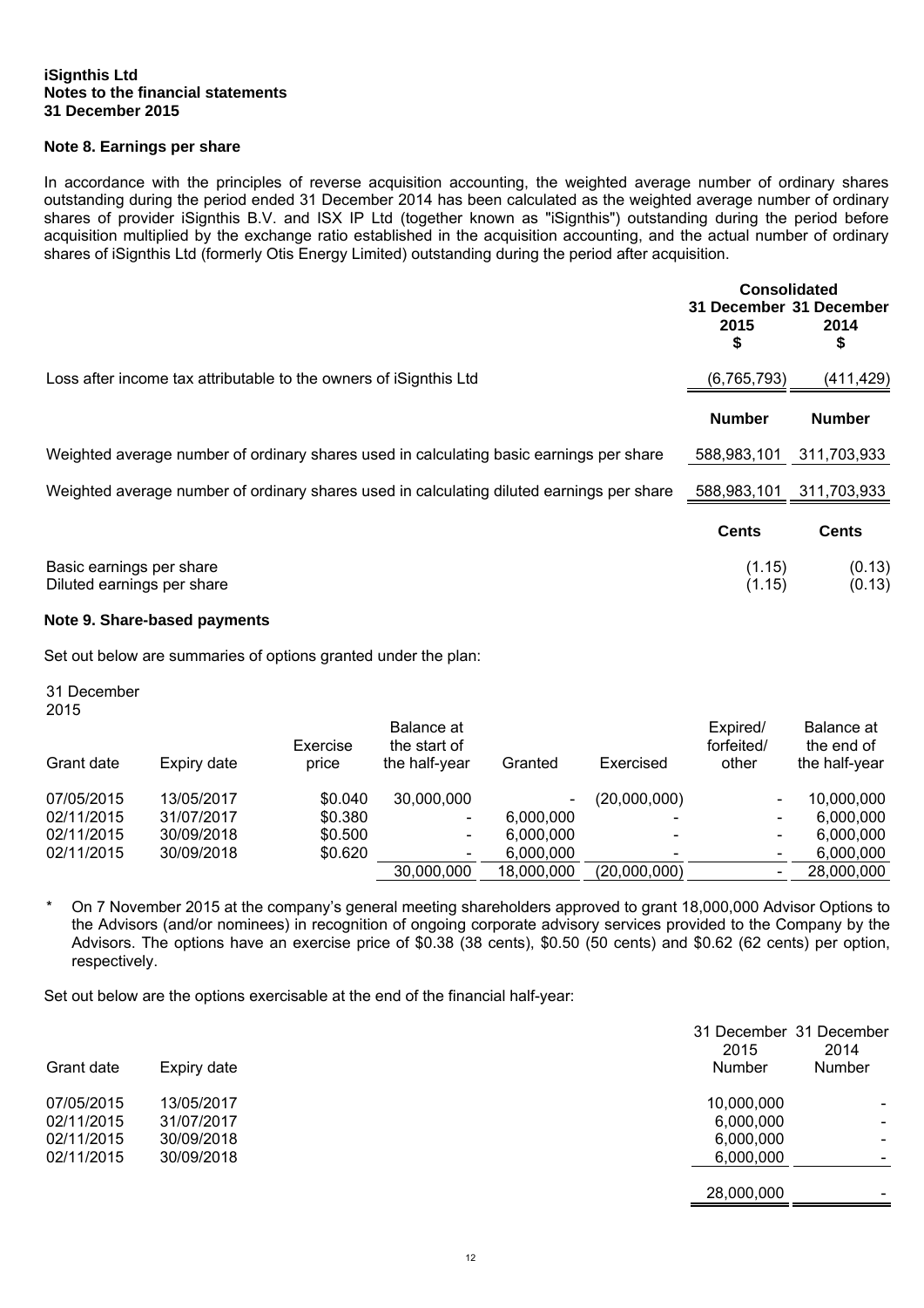**iSignthis Ltd**
**Notes to the financial statements**
**31 December 2015**

### Note 8. Earnings per share

In accordance with the principles of reverse acquisition accounting, the weighted average number of ordinary shares outstanding during the period ended 31 December 2014 has been calculated as the weighted average number of ordinary shares of provider iSignthis B.V. and ISX IP Ltd (together known as "iSignthis") outstanding during the period before acquisition multiplied by the exchange ratio established in the acquisition accounting, and the actual number of ordinary shares of iSignthis Ltd (formerly Otis Energy Limited) outstanding during the period after acquisition.

| | Consolidated | |
|---|---|---|
| | **31 December 2015 $** | **31 December 2014 $** |
| Loss after income tax attributable to the owners of iSignthis Ltd | (6,765,793) | (411,429) |
| | **Number** | **Number** |
| Weighted average number of ordinary shares used in calculating basic earnings per share | 588,983,101 | 311,703,933 |
| Weighted average number of ordinary shares used in calculating diluted earnings per share | 588,983,101 | 311,703,933 |
| | **Cents** | **Cents** |
| Basic earnings per share | (1.15) | (0.13) |
| Diluted earnings per share | (1.15) | (0.13) |

### Note 9. Share-based payments

Set out below are summaries of options granted under the plan:

31 December 2015

| Grant date | Expiry date | Exercise price | Balance at the start of the half-year | Granted | Exercised | Expired/ forfeited/ other | Balance at the end of the half-year |
|---|---|---|---|---|---|---|---|
| 07/05/2015 | 13/05/2017 | $0.040 | 30,000,000 | - | (20,000,000) | - | 10,000,000 |
| 02/11/2015 | 31/07/2017 | $0.380 | - | 6,000,000 | - | - | 6,000,000 |
| 02/11/2015 | 30/09/2018 | $0.500 | - | 6,000,000 | - | - | 6,000,000 |
| 02/11/2015 | 30/09/2018 | $0.620 | - | 6,000,000 | - | - | 6,000,000 |
| | | | 30,000,000 | 18,000,000 | (20,000,000) | - | 28,000,000 |

\* On 7 November 2015 at the company's general meeting shareholders approved to grant 18,000,000 Advisor Options to the Advisors (and/or nominees) in recognition of ongoing corporate advisory services provided to the Company by the Advisors. The options have an exercise price of $0.38 (38 cents), $0.50 (50 cents) and $0.62 (62 cents) per option, respectively.

Set out below are the options exercisable at the end of the financial half-year:

| Grant date | Expiry date | 31 December 2015 Number | 31 December 2014 Number |
|---|---|---|---|
| 07/05/2015 | 13/05/2017 | 10,000,000 | - |
| 02/11/2015 | 31/07/2017 | 6,000,000 | - |
| 02/11/2015 | 30/09/2018 | 6,000,000 | - |
| 02/11/2015 | 30/09/2018 | 6,000,000 | - |
| | | 28,000,000 | - |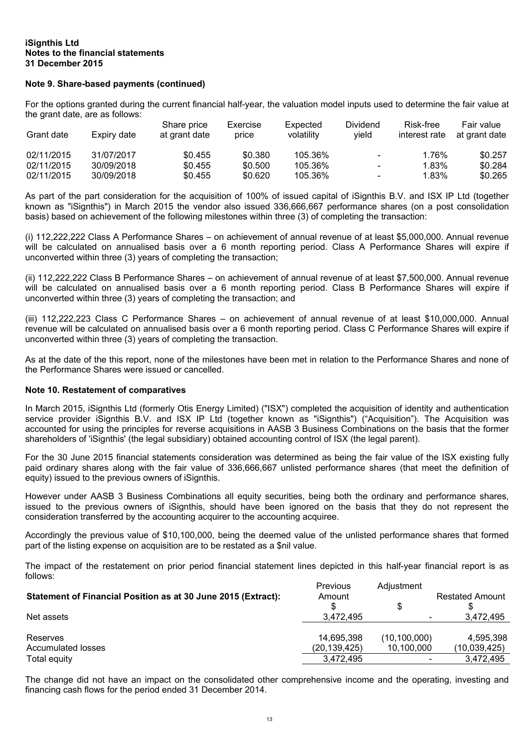**iSignthis Ltd**
**Notes to the financial statements**
**31 December 2015**

### Note 9. Share-based payments (continued)

For the options granted during the current financial half-year, the valuation model inputs used to determine the fair value at the grant date, are as follows:

| Grant date | Expiry date | Share price at grant date | Exercise price | Expected volatility | Dividend yield | Risk-free interest rate | Fair value at grant date |
|---|---|---|---|---|---|---|---|
| 02/11/2015 | 31/07/2017 | $0.455 | $0.380 | 105.36% | - | 1.76% | $0.257 |
| 02/11/2015 | 30/09/2018 | $0.455 | $0.500 | 105.36% | - | 1.83% | $0.284 |
| 02/11/2015 | 30/09/2018 | $0.455 | $0.620 | 105.36% | - | 1.83% | $0.265 |

As part of the part consideration for the acquisition of 100% of issued capital of iSignthis B.V. and ISX IP Ltd (together known as "iSignthis") in March 2015 the vendor also issued 336,666,667 performance shares (on a post consolidation basis) based on achievement of the following milestones within three (3) of completing the transaction:

(i) 112,222,222 Class A Performance Shares – on achievement of annual revenue of at least $5,000,000. Annual revenue will be calculated on annualised basis over a 6 month reporting period. Class A Performance Shares will expire if unconverted within three (3) years of completing the transaction;

(ii) 112,222,222 Class B Performance Shares – on achievement of annual revenue of at least $7,500,000. Annual revenue will be calculated on annualised basis over a 6 month reporting period. Class B Performance Shares will expire if unconverted within three (3) years of completing the transaction; and

(iii) 112,222,223 Class C Performance Shares – on achievement of annual revenue of at least $10,000,000. Annual revenue will be calculated on annualised basis over a 6 month reporting period. Class C Performance Shares will expire if unconverted within three (3) years of completing the transaction.

As at the date of the this report, none of the milestones have been met in relation to the Performance Shares and none of the Performance Shares were issued or cancelled.

### Note 10. Restatement of comparatives

In March 2015, iSignthis Ltd (formerly Otis Energy Limited) ("ISX") completed the acquisition of identity and authentication service provider iSignthis B.V. and ISX IP Ltd (together known as "iSignthis") ("Acquisition"). The Acquisition was accounted for using the principles for reverse acquisitions in AASB 3 Business Combinations on the basis that the former shareholders of 'iSignthis' (the legal subsidiary) obtained accounting control of ISX (the legal parent).

For the 30 June 2015 financial statements consideration was determined as being the fair value of the ISX existing fully paid ordinary shares along with the fair value of 336,666,667 unlisted performance shares (that meet the definition of equity) issued to the previous owners of iSignthis.

However under AASB 3 Business Combinations all equity securities, being both the ordinary and performance shares, issued to the previous owners of iSignthis, should have been ignored on the basis that they do not represent the consideration transferred by the accounting acquirer to the accounting acquiree.

Accordingly the previous value of $10,100,000, being the deemed value of the unlisted performance shares that formed part of the listing expense on acquisition are to be restated as a $nil value.

The impact of the restatement on prior period financial statement lines depicted in this half-year financial report is as follows:

| **Statement of Financial Position as at 30 June 2015 (Extract):** | Previous Amount $ | Adjustment $ | Restated Amount $ |
|---|---|---|---|
| Net assets | 3,472,495 | - | 3,472,495 |
| | | | |
| Reserves | 14,695,398 | (10,100,000) | 4,595,398 |
| Accumulated losses | (20,139,425) | 10,100,000 | (10,039,425) |
| Total equity | 3,472,495 | - | 3,472,495 |

The change did not have an impact on the consolidated other comprehensive income and the operating, investing and financing cash flows for the period ended 31 December 2014.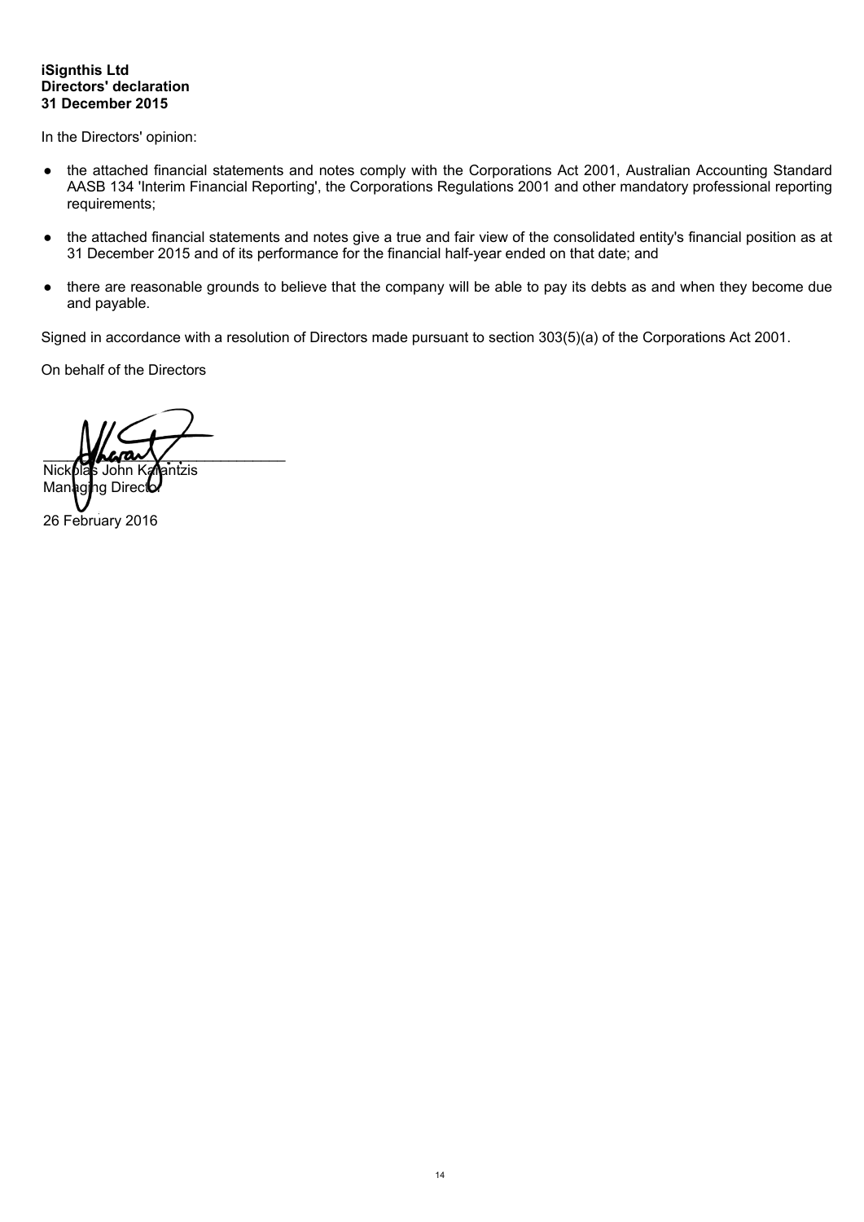**iSignthis Ltd**
**Directors' declaration**
**31 December 2015**

In the Directors' opinion:

- the attached financial statements and notes comply with the Corporations Act 2001, Australian Accounting Standard AASB 134 'Interim Financial Reporting', the Corporations Regulations 2001 and other mandatory professional reporting requirements;
- the attached financial statements and notes give a true and fair view of the consolidated entity's financial position as at 31 December 2015 and of its performance for the financial half-year ended on that date; and
- there are reasonable grounds to believe that the company will be able to pay its debts as and when they become due and payable.

Signed in accordance with a resolution of Directors made pursuant to section 303(5)(a) of the Corporations Act 2001.

On behalf of the Directors

___________________________
Nickolas John Karantzis
Managing Director

26 February 2016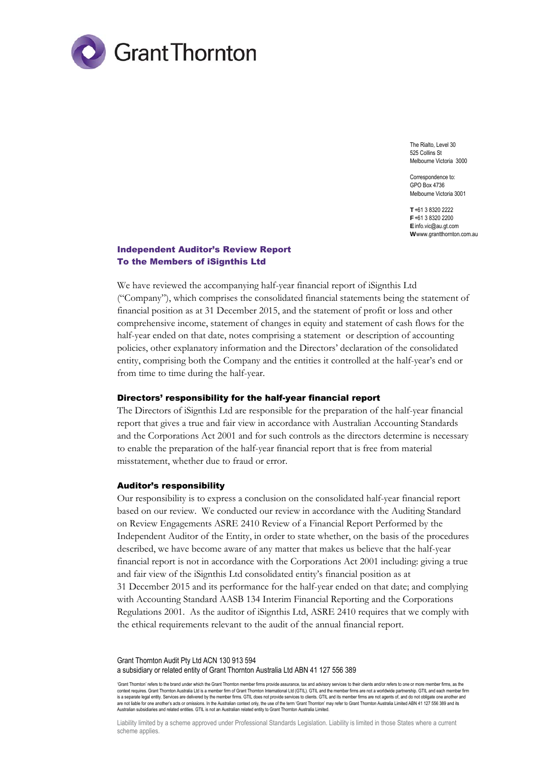Grant Thornton

The Rialto, Level 30
525 Collins St
Melbourne Victoria 3000

Correspondence to:
GPO Box 4736
Melbourne Victoria 3001

**T** +61 3 8320 2222
**F** +61 3 8320 2200
**E** info.vic@au.gt.com
**W** www.grantthornton.com.au

## Independent Auditor's Review Report
## To the Members of iSignthis Ltd

We have reviewed the accompanying half-year financial report of iSignthis Ltd ("Company"), which comprises the consolidated financial statements being the statement of financial position as at 31 December 2015, and the statement of profit or loss and other comprehensive income, statement of changes in equity and statement of cash flows for the half-year ended on that date, notes comprising a statement or description of accounting policies, other explanatory information and the Directors' declaration of the consolidated entity, comprising both the Company and the entities it controlled at the half-year's end or from time to time during the half-year.

### Directors' responsibility for the half-year financial report

The Directors of iSignthis Ltd are responsible for the preparation of the half-year financial report that gives a true and fair view in accordance with Australian Accounting Standards and the Corporations Act 2001 and for such controls as the directors determine is necessary to enable the preparation of the half-year financial report that is free from material misstatement, whether due to fraud or error.

### Auditor's responsibility

Our responsibility is to express a conclusion on the consolidated half-year financial report based on our review. We conducted our review in accordance with the Auditing Standard on Review Engagements ASRE 2410 Review of a Financial Report Performed by the Independent Auditor of the Entity, in order to state whether, on the basis of the procedures described, we have become aware of any matter that makes us believe that the half-year financial report is not in accordance with the Corporations Act 2001 including: giving a true and fair view of the iSignthis Ltd consolidated entity's financial position as at 31 December 2015 and its performance for the half-year ended on that date; and complying with Accounting Standard AASB 134 Interim Financial Reporting and the Corporations Regulations 2001. As the auditor of iSignthis Ltd, ASRE 2410 requires that we comply with the ethical requirements relevant to the audit of the annual financial report.

Grant Thornton Audit Pty Ltd ACN 130 913 594
a subsidiary or related entity of Grant Thornton Australia Ltd ABN 41 127 556 389

'Grant Thornton' refers to the brand under which the Grant Thornton member firms provide assurance, tax and advisory services to their clients and/or refers to one or more member firms, as the context requires. Grant Thornton Australia Ltd is a member firm of Grant Thornton International Ltd (GTIL). GTIL and the member firms are not a worldwide partnership. GTIL and each member firm is a separate legal entity. Services are delivered by the member firms. GTIL does not provide services to clients. GTIL and its member firms are not agents of, and do not obligate one another and are not liable for one another's acts or omissions. In the Australian context only, the use of the term 'Grant Thornton' may refer to Grant Thornton Australia Limited ABN 41 127 556 389 and its Australian subsidiaries and related entities. GTIL is not an Australian related entity to Grant Thornton Australia Limited.

Liability limited by a scheme approved under Professional Standards Legislation. Liability is limited in those States where a current scheme applies.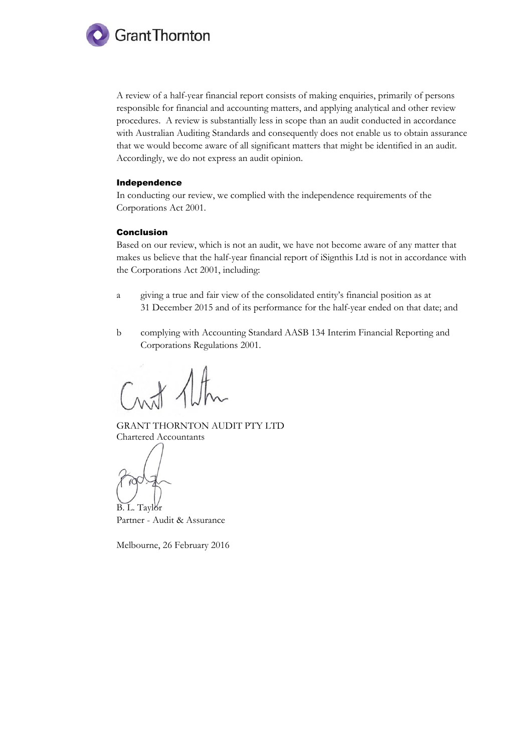A review of a half-year financial report consists of making enquiries, primarily of persons responsible for financial and accounting matters, and applying analytical and other review procedures. A review is substantially less in scope than an audit conducted in accordance with Australian Auditing Standards and consequently does not enable us to obtain assurance that we would become aware of all significant matters that might be identified in an audit. Accordingly, we do not express an audit opinion.

**Independence**

In conducting our review, we complied with the independence requirements of the Corporations Act 2001.

**Conclusion**

Based on our review, which is not an audit, we have not become aware of any matter that makes us believe that the half-year financial report of iSignthis Ltd is not in accordance with the Corporations Act 2001, including:

a giving a true and fair view of the consolidated entity's financial position as at 31 December 2015 and of its performance for the half-year ended on that date; and

b complying with Accounting Standard AASB 134 Interim Financial Reporting and Corporations Regulations 2001.

GRANT THORNTON AUDIT PTY LTD
Chartered Accountants

B. L. Taylor
Partner - Audit & Assurance

Melbourne, 26 February 2016